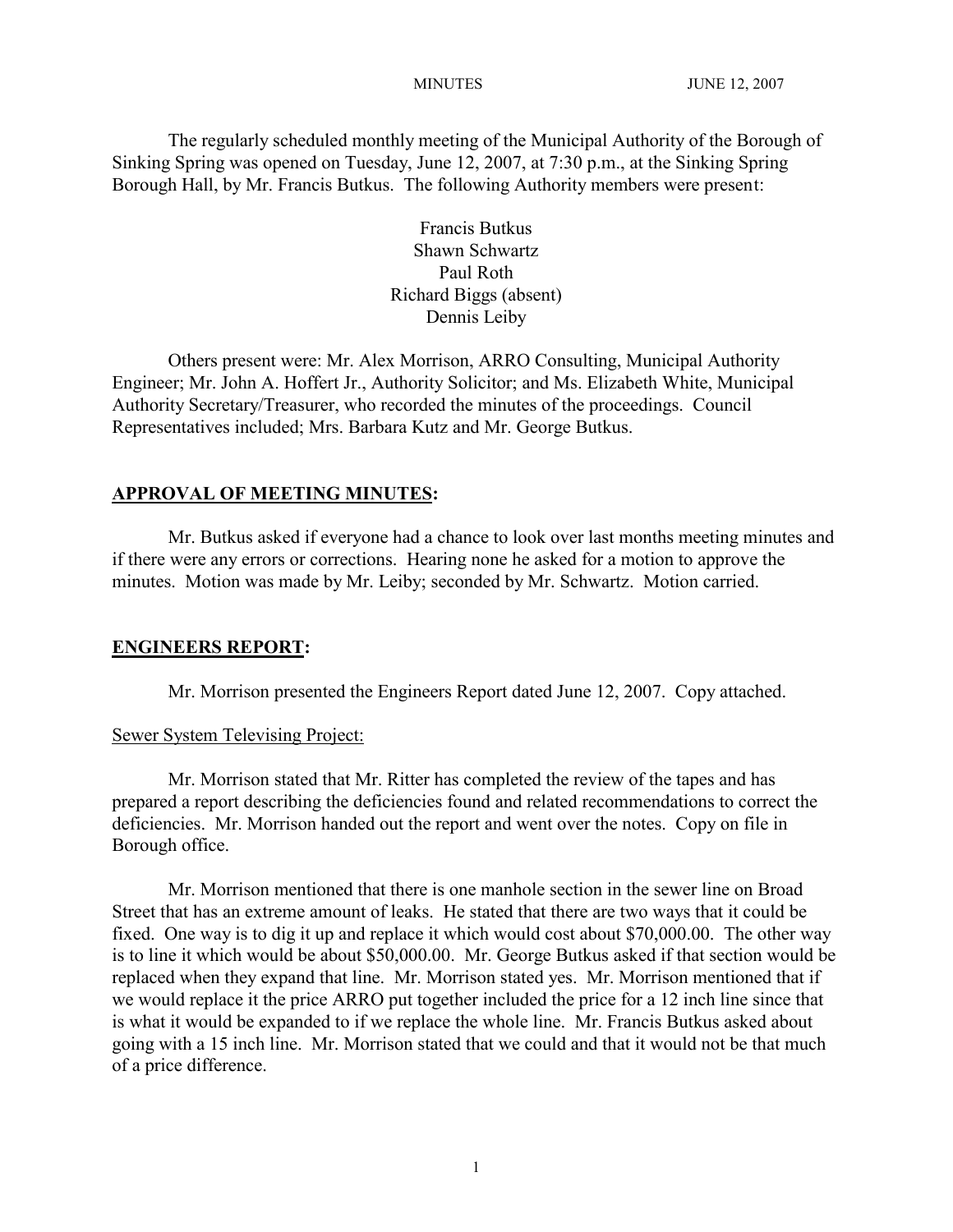The regularly scheduled monthly meeting of the Municipal Authority of the Borough of Sinking Spring was opened on Tuesday, June 12, 2007, at 7:30 p.m., at the Sinking Spring Borough Hall, by Mr. Francis Butkus. The following Authority members were present:

Francis Butkus
Shawn Schwartz
Paul Roth
Richard Biggs (absent)
Dennis Leiby

Others present were: Mr. Alex Morrison, ARRO Consulting, Municipal Authority Engineer; Mr. John A. Hoffert Jr., Authority Solicitor; and Ms. Elizabeth White, Municipal Authority Secretary/Treasurer, who recorded the minutes of the proceedings. Council Representatives included; Mrs. Barbara Kutz and Mr. George Butkus.

## APPROVAL OF MEETING MINUTES:

Mr. Butkus asked if everyone had a chance to look over last months meeting minutes and if there were any errors or corrections. Hearing none he asked for a motion to approve the minutes. Motion was made by Mr. Leiby; seconded by Mr. Schwartz. Motion carried.

## ENGINEERS REPORT:

Mr. Morrison presented the Engineers Report dated June 12, 2007. Copy attached.

Sewer System Televising Project:

Mr. Morrison stated that Mr. Ritter has completed the review of the tapes and has prepared a report describing the deficiencies found and related recommendations to correct the deficiencies. Mr. Morrison handed out the report and went over the notes. Copy on file in Borough office.

Mr. Morrison mentioned that there is one manhole section in the sewer line on Broad Street that has an extreme amount of leaks. He stated that there are two ways that it could be fixed. One way is to dig it up and replace it which would cost about $70,000.00. The other way is to line it which would be about $50,000.00. Mr. George Butkus asked if that section would be replaced when they expand that line. Mr. Morrison stated yes. Mr. Morrison mentioned that if we would replace it the price ARRO put together included the price for a 12 inch line since that is what it would be expanded to if we replace the whole line. Mr. Francis Butkus asked about going with a 15 inch line. Mr. Morrison stated that we could and that it would not be that much of a price difference.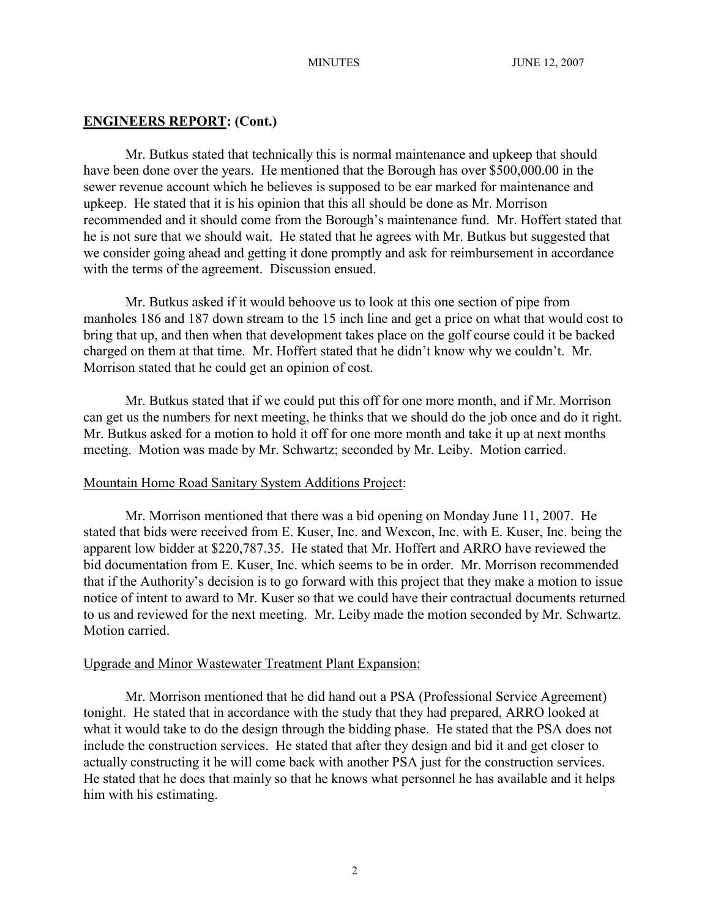## ENGINEERS REPORT: (Cont.)

Mr. Butkus stated that technically this is normal maintenance and upkeep that should have been done over the years. He mentioned that the Borough has over $500,000.00 in the sewer revenue account which he believes is supposed to be ear marked for maintenance and upkeep. He stated that it is his opinion that this all should be done as Mr. Morrison recommended and it should come from the Borough's maintenance fund. Mr. Hoffert stated that he is not sure that we should wait. He stated that he agrees with Mr. Butkus but suggested that we consider going ahead and getting it done promptly and ask for reimbursement in accordance with the terms of the agreement. Discussion ensued.

Mr. Butkus asked if it would behoove us to look at this one section of pipe from manholes 186 and 187 down stream to the 15 inch line and get a price on what that would cost to bring that up, and then when that development takes place on the golf course could it be backed charged on them at that time. Mr. Hoffert stated that he didn't know why we couldn't. Mr. Morrison stated that he could get an opinion of cost.

Mr. Butkus stated that if we could put this off for one more month, and if Mr. Morrison can get us the numbers for next meeting, he thinks that we should do the job once and do it right. Mr. Butkus asked for a motion to hold it off for one more month and take it up at next months meeting. Motion was made by Mr. Schwartz; seconded by Mr. Leiby. Motion carried.

Mountain Home Road Sanitary System Additions Project:

Mr. Morrison mentioned that there was a bid opening on Monday June 11, 2007. He stated that bids were received from E. Kuser, Inc. and Wexcon, Inc. with E. Kuser, Inc. being the apparent low bidder at $220,787.35. He stated that Mr. Hoffert and ARRO have reviewed the bid documentation from E. Kuser, Inc. which seems to be in order. Mr. Morrison recommended that if the Authority's decision is to go forward with this project that they make a motion to issue notice of intent to award to Mr. Kuser so that we could have their contractual documents returned to us and reviewed for the next meeting. Mr. Leiby made the motion seconded by Mr. Schwartz. Motion carried.

Upgrade and Minor Wastewater Treatment Plant Expansion:

Mr. Morrison mentioned that he did hand out a PSA (Professional Service Agreement) tonight. He stated that in accordance with the study that they had prepared, ARRO looked at what it would take to do the design through the bidding phase. He stated that the PSA does not include the construction services. He stated that after they design and bid it and get closer to actually constructing it he will come back with another PSA just for the construction services. He stated that he does that mainly so that he knows what personnel he has available and it helps him with his estimating.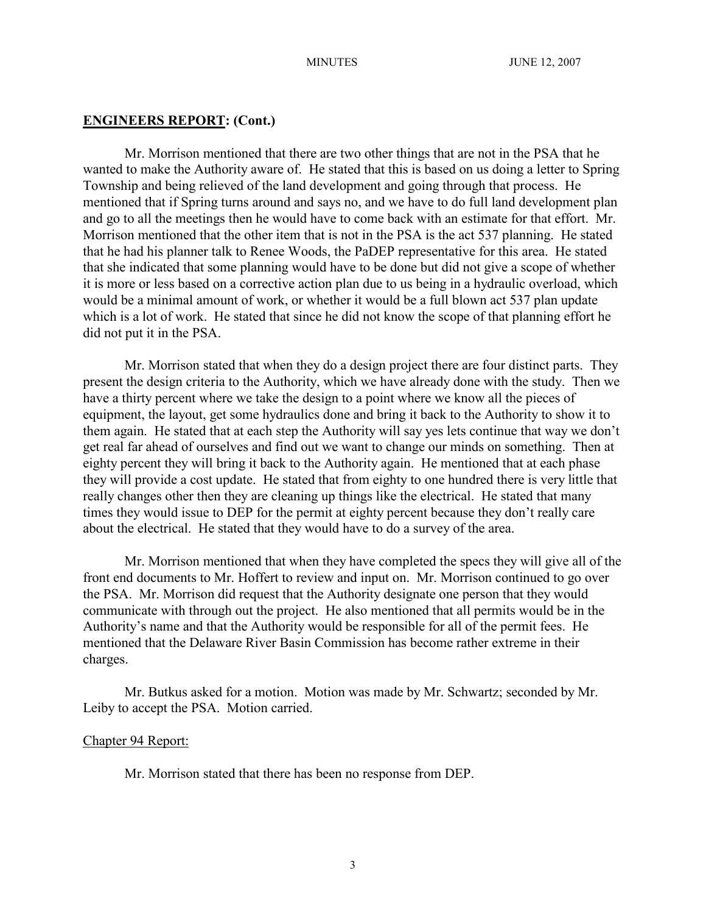**ENGINEERS REPORT: (Cont.)**

Mr. Morrison mentioned that there are two other things that are not in the PSA that he wanted to make the Authority aware of. He stated that this is based on us doing a letter to Spring Township and being relieved of the land development and going through that process. He mentioned that if Spring turns around and says no, and we have to do full land development plan and go to all the meetings then he would have to come back with an estimate for that effort. Mr. Morrison mentioned that the other item that is not in the PSA is the act 537 planning. He stated that he had his planner talk to Renee Woods, the PaDEP representative for this area. He stated that she indicated that some planning would have to be done but did not give a scope of whether it is more or less based on a corrective action plan due to us being in a hydraulic overload, which would be a minimal amount of work, or whether it would be a full blown act 537 plan update which is a lot of work. He stated that since he did not know the scope of that planning effort he did not put it in the PSA.

Mr. Morrison stated that when they do a design project there are four distinct parts. They present the design criteria to the Authority, which we have already done with the study. Then we have a thirty percent where we take the design to a point where we know all the pieces of equipment, the layout, get some hydraulics done and bring it back to the Authority to show it to them again. He stated that at each step the Authority will say yes lets continue that way we don't get real far ahead of ourselves and find out we want to change our minds on something. Then at eighty percent they will bring it back to the Authority again. He mentioned that at each phase they will provide a cost update. He stated that from eighty to one hundred there is very little that really changes other then they are cleaning up things like the electrical. He stated that many times they would issue to DEP for the permit at eighty percent because they don't really care about the electrical. He stated that they would have to do a survey of the area.

Mr. Morrison mentioned that when they have completed the specs they will give all of the front end documents to Mr. Hoffert to review and input on. Mr. Morrison continued to go over the PSA. Mr. Morrison did request that the Authority designate one person that they would communicate with through out the project. He also mentioned that all permits would be in the Authority's name and that the Authority would be responsible for all of the permit fees. He mentioned that the Delaware River Basin Commission has become rather extreme in their charges.

Mr. Butkus asked for a motion. Motion was made by Mr. Schwartz; seconded by Mr. Leiby to accept the PSA. Motion carried.

Chapter 94 Report:

Mr. Morrison stated that there has been no response from DEP.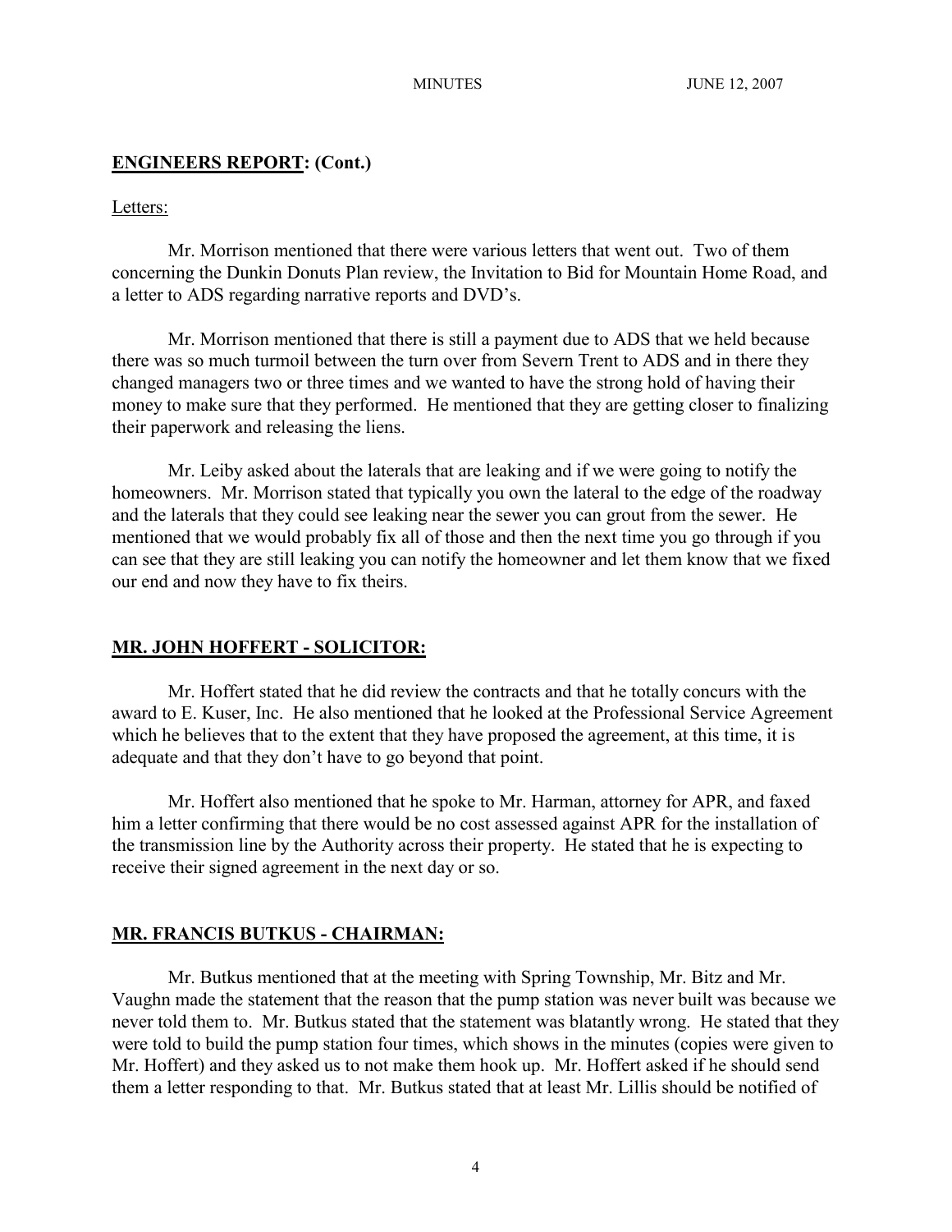## **ENGINEERS REPORT: (Cont.)**

Letters:

Mr. Morrison mentioned that there were various letters that went out. Two of them concerning the Dunkin Donuts Plan review, the Invitation to Bid for Mountain Home Road, and a letter to ADS regarding narrative reports and DVD's.

Mr. Morrison mentioned that there is still a payment due to ADS that we held because there was so much turmoil between the turn over from Severn Trent to ADS and in there they changed managers two or three times and we wanted to have the strong hold of having their money to make sure that they performed. He mentioned that they are getting closer to finalizing their paperwork and releasing the liens.

Mr. Leiby asked about the laterals that are leaking and if we were going to notify the homeowners. Mr. Morrison stated that typically you own the lateral to the edge of the roadway and the laterals that they could see leaking near the sewer you can grout from the sewer. He mentioned that we would probably fix all of those and then the next time you go through if you can see that they are still leaking you can notify the homeowner and let them know that we fixed our end and now they have to fix theirs.

## **MR. JOHN HOFFERT - SOLICITOR:**

Mr. Hoffert stated that he did review the contracts and that he totally concurs with the award to E. Kuser, Inc. He also mentioned that he looked at the Professional Service Agreement which he believes that to the extent that they have proposed the agreement, at this time, it is adequate and that they don't have to go beyond that point.

Mr. Hoffert also mentioned that he spoke to Mr. Harman, attorney for APR, and faxed him a letter confirming that there would be no cost assessed against APR for the installation of the transmission line by the Authority across their property. He stated that he is expecting to receive their signed agreement in the next day or so.

## **MR. FRANCIS BUTKUS - CHAIRMAN:**

Mr. Butkus mentioned that at the meeting with Spring Township, Mr. Bitz and Mr. Vaughn made the statement that the reason that the pump station was never built was because we never told them to. Mr. Butkus stated that the statement was blatantly wrong. He stated that they were told to build the pump station four times, which shows in the minutes (copies were given to Mr. Hoffert) and they asked us to not make them hook up. Mr. Hoffert asked if he should send them a letter responding to that. Mr. Butkus stated that at least Mr. Lillis should be notified of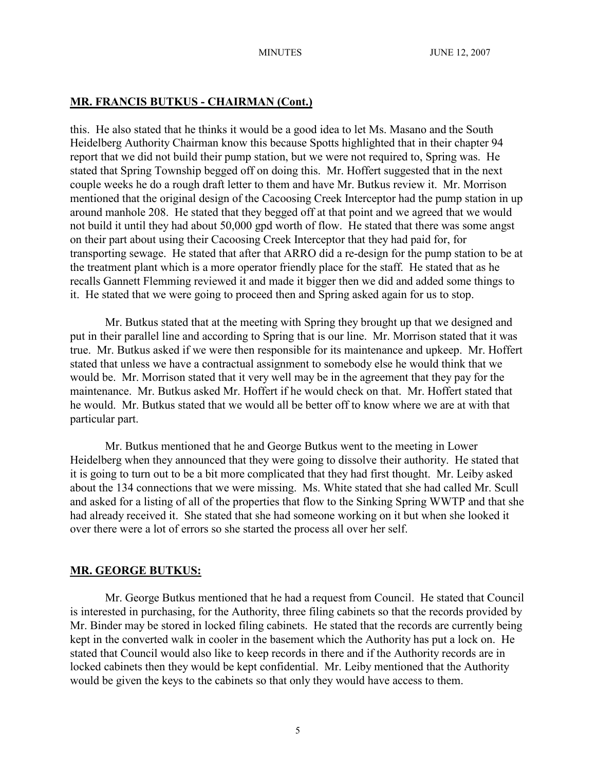## MR. FRANCIS BUTKUS - CHAIRMAN (Cont.)

this. He also stated that he thinks it would be a good idea to let Ms. Masano and the South Heidelberg Authority Chairman know this because Spotts highlighted that in their chapter 94 report that we did not build their pump station, but we were not required to, Spring was. He stated that Spring Township begged off on doing this. Mr. Hoffert suggested that in the next couple weeks he do a rough draft letter to them and have Mr. Butkus review it. Mr. Morrison mentioned that the original design of the Cacoosing Creek Interceptor had the pump station in up around manhole 208. He stated that they begged off at that point and we agreed that we would not build it until they had about 50,000 gpd worth of flow. He stated that there was some angst on their part about using their Cacoosing Creek Interceptor that they had paid for, for transporting sewage. He stated that after that ARRO did a re-design for the pump station to be at the treatment plant which is a more operator friendly place for the staff. He stated that as he recalls Gannett Flemming reviewed it and made it bigger then we did and added some things to it. He stated that we were going to proceed then and Spring asked again for us to stop.

Mr. Butkus stated that at the meeting with Spring they brought up that we designed and put in their parallel line and according to Spring that is our line. Mr. Morrison stated that it was true. Mr. Butkus asked if we were then responsible for its maintenance and upkeep. Mr. Hoffert stated that unless we have a contractual assignment to somebody else he would think that we would be. Mr. Morrison stated that it very well may be in the agreement that they pay for the maintenance. Mr. Butkus asked Mr. Hoffert if he would check on that. Mr. Hoffert stated that he would. Mr. Butkus stated that we would all be better off to know where we are at with that particular part.

Mr. Butkus mentioned that he and George Butkus went to the meeting in Lower Heidelberg when they announced that they were going to dissolve their authority. He stated that it is going to turn out to be a bit more complicated that they had first thought. Mr. Leiby asked about the 134 connections that we were missing. Ms. White stated that she had called Mr. Scull and asked for a listing of all of the properties that flow to the Sinking Spring WWTP and that she had already received it. She stated that she had someone working on it but when she looked it over there were a lot of errors so she started the process all over her self.

## MR. GEORGE BUTKUS:

Mr. George Butkus mentioned that he had a request from Council. He stated that Council is interested in purchasing, for the Authority, three filing cabinets so that the records provided by Mr. Binder may be stored in locked filing cabinets. He stated that the records are currently being kept in the converted walk in cooler in the basement which the Authority has put a lock on. He stated that Council would also like to keep records in there and if the Authority records are in locked cabinets then they would be kept confidential. Mr. Leiby mentioned that the Authority would be given the keys to the cabinets so that only they would have access to them.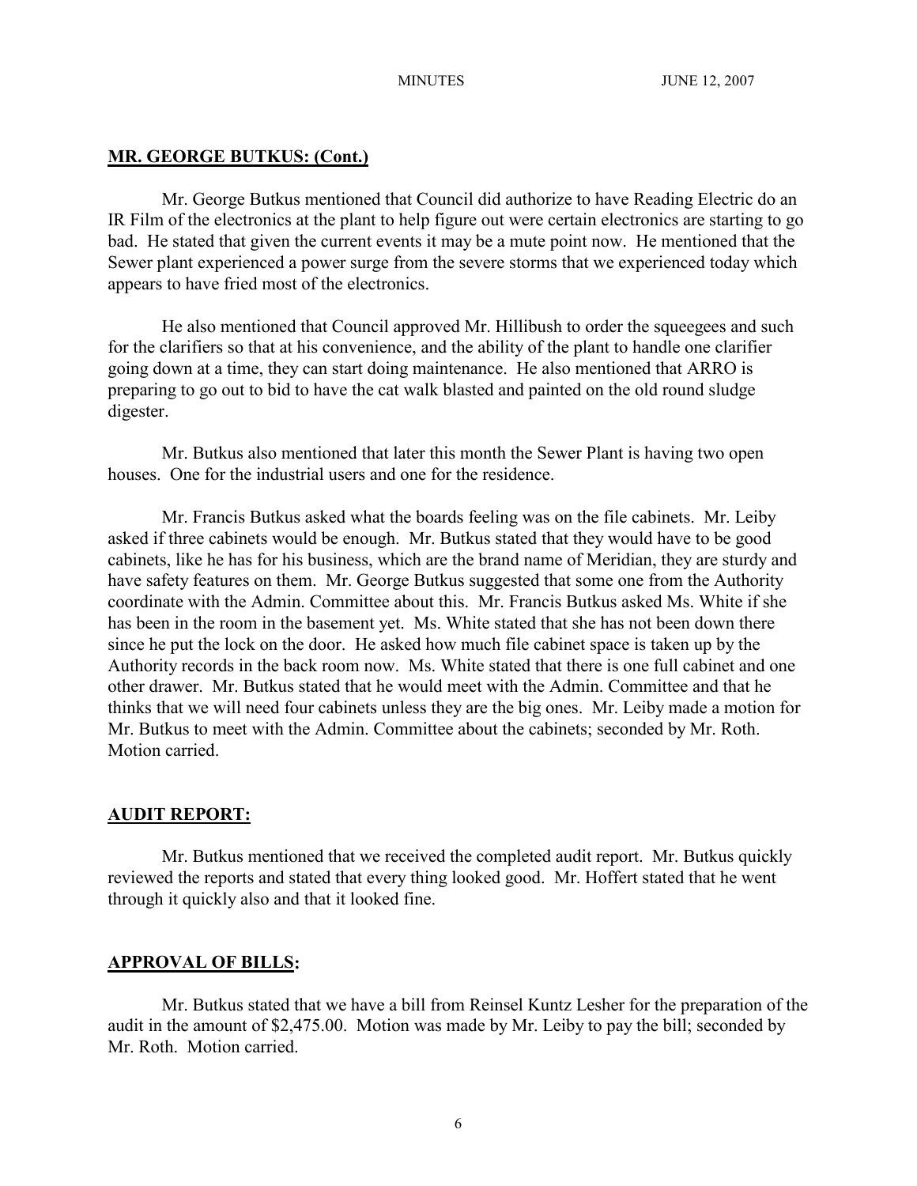**MR. GEORGE BUTKUS: (Cont.)**

Mr. George Butkus mentioned that Council did authorize to have Reading Electric do an IR Film of the electronics at the plant to help figure out were certain electronics are starting to go bad. He stated that given the current events it may be a mute point now. He mentioned that the Sewer plant experienced a power surge from the severe storms that we experienced today which appears to have fried most of the electronics.

He also mentioned that Council approved Mr. Hillibush to order the squeegees and such for the clarifiers so that at his convenience, and the ability of the plant to handle one clarifier going down at a time, they can start doing maintenance. He also mentioned that ARRO is preparing to go out to bid to have the cat walk blasted and painted on the old round sludge digester.

Mr. Butkus also mentioned that later this month the Sewer Plant is having two open houses. One for the industrial users and one for the residence.

Mr. Francis Butkus asked what the boards feeling was on the file cabinets. Mr. Leiby asked if three cabinets would be enough. Mr. Butkus stated that they would have to be good cabinets, like he has for his business, which are the brand name of Meridian, they are sturdy and have safety features on them. Mr. George Butkus suggested that some one from the Authority coordinate with the Admin. Committee about this. Mr. Francis Butkus asked Ms. White if she has been in the room in the basement yet. Ms. White stated that she has not been down there since he put the lock on the door. He asked how much file cabinet space is taken up by the Authority records in the back room now. Ms. White stated that there is one full cabinet and one other drawer. Mr. Butkus stated that he would meet with the Admin. Committee and that he thinks that we will need four cabinets unless they are the big ones. Mr. Leiby made a motion for Mr. Butkus to meet with the Admin. Committee about the cabinets; seconded by Mr. Roth. Motion carried.

**AUDIT REPORT:**

Mr. Butkus mentioned that we received the completed audit report. Mr. Butkus quickly reviewed the reports and stated that every thing looked good. Mr. Hoffert stated that he went through it quickly also and that it looked fine.

**APPROVAL OF BILLS:**

Mr. Butkus stated that we have a bill from Reinsel Kuntz Lesher for the preparation of the audit in the amount of $2,475.00. Motion was made by Mr. Leiby to pay the bill; seconded by Mr. Roth. Motion carried.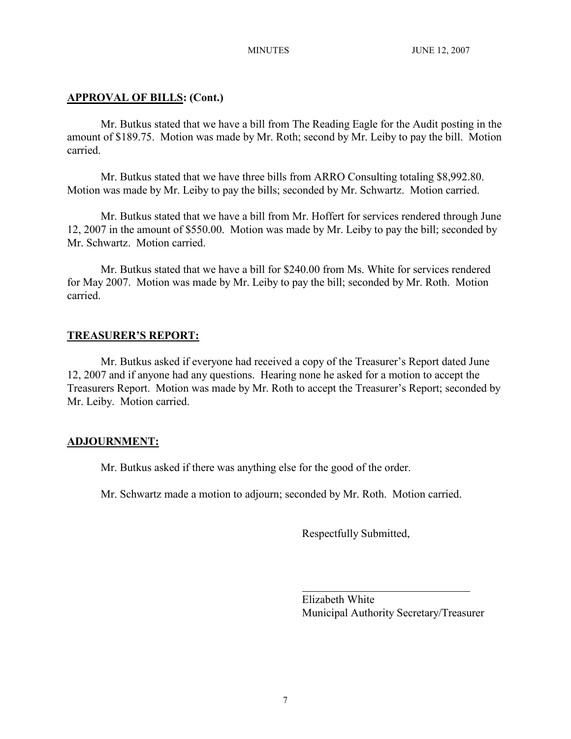**APPROVAL OF BILLS: (Cont.)**

Mr. Butkus stated that we have a bill from The Reading Eagle for the Audit posting in the amount of $189.75. Motion was made by Mr. Roth; second by Mr. Leiby to pay the bill. Motion carried.

Mr. Butkus stated that we have three bills from ARRO Consulting totaling $8,992.80. Motion was made by Mr. Leiby to pay the bills; seconded by Mr. Schwartz. Motion carried.

Mr. Butkus stated that we have a bill from Mr. Hoffert for services rendered through June 12, 2007 in the amount of $550.00. Motion was made by Mr. Leiby to pay the bill; seconded by Mr. Schwartz. Motion carried.

Mr. Butkus stated that we have a bill for $240.00 from Ms. White for services rendered for May 2007. Motion was made by Mr. Leiby to pay the bill; seconded by Mr. Roth. Motion carried.

**TREASURER'S REPORT:**

Mr. Butkus asked if everyone had received a copy of the Treasurer's Report dated June 12, 2007 and if anyone had any questions. Hearing none he asked for a motion to accept the Treasurers Report. Motion was made by Mr. Roth to accept the Treasurer's Report; seconded by Mr. Leiby. Motion carried.

**ADJOURNMENT:**

Mr. Butkus asked if there was anything else for the good of the order.

Mr. Schwartz made a motion to adjourn; seconded by Mr. Roth. Motion carried.

Respectfully Submitted,

Elizabeth White
Municipal Authority Secretary/Treasurer